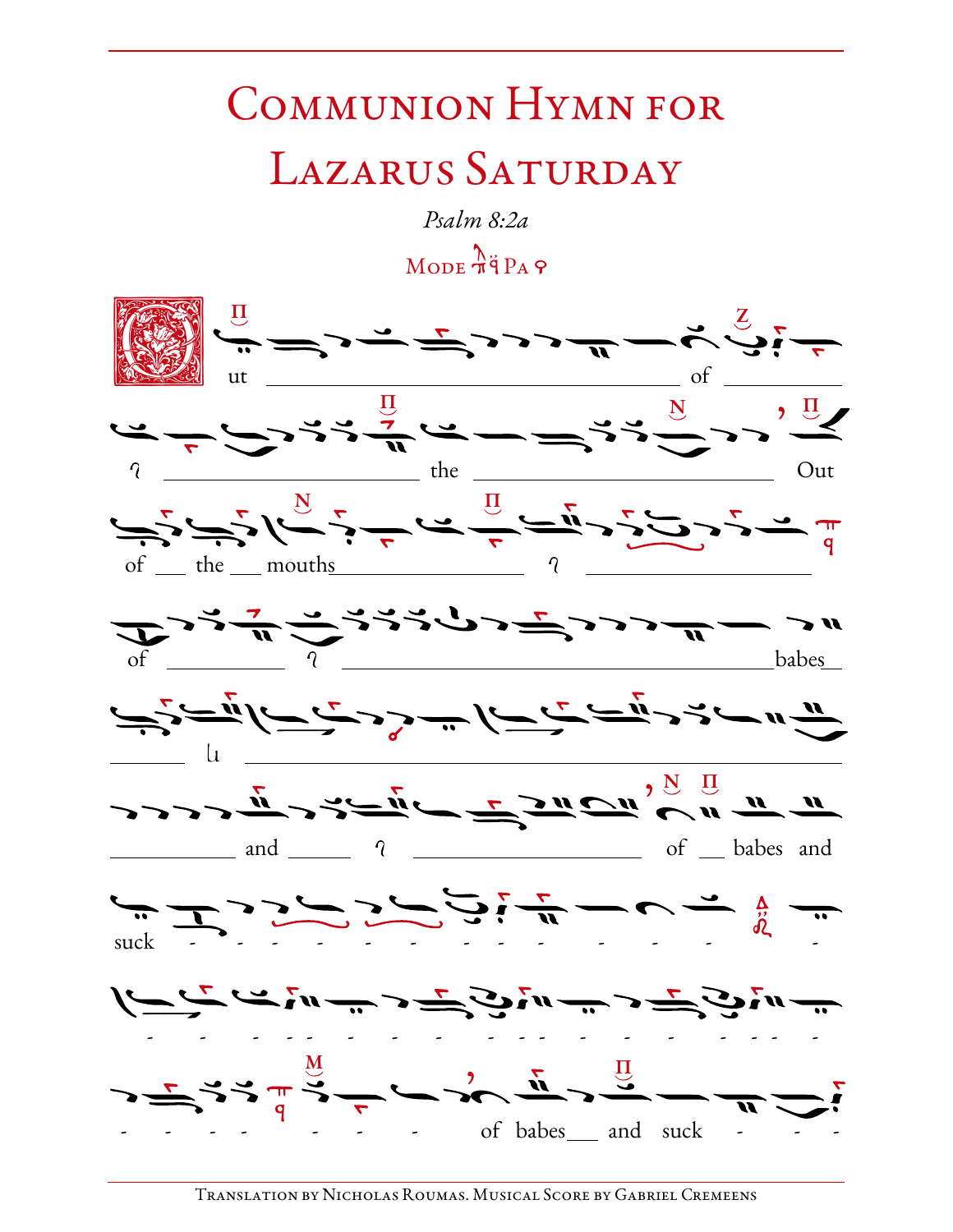# Communion Hymn for Lazarus Saturday

*Psalm 8:2a*

Mode Pa

(O)ut of the Out of the mouths of babes and of babes and suck of babes and suck

Translation by Nicholas Roumas. Musical Score by Gabriel Cremeens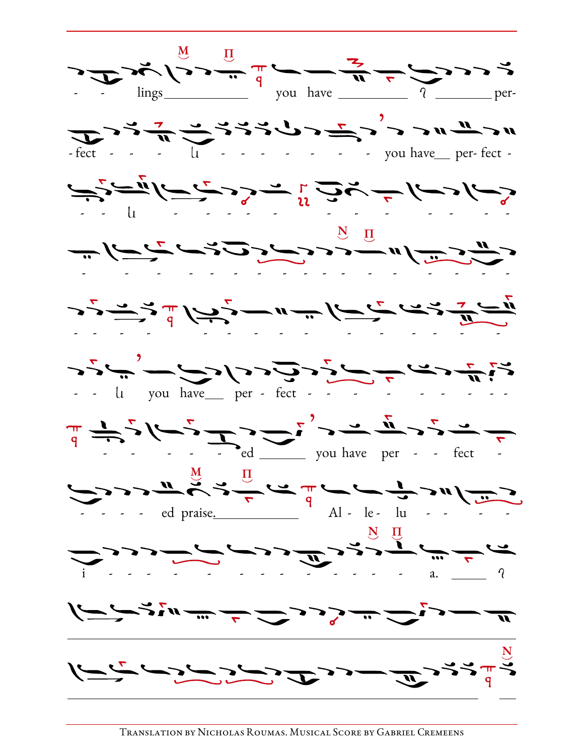- - lings ____________ you have __________ ʔ ________ per-

- fect - - - ιι - - - - - - - - - you have__ per- fect -

- - ιι - - - - - - - - - - - - -

- - - - - - - - - - - - - - - - - - - -

- - - - - - - - - - - - - - -

- - ιι you have__ per - fect - - - - - - - - - -

- - - - - ed _______ you have per - - fect -

- - - - ed praise.____________ Al - le - lu - - - - -

i - - - - - - - - - - - - - - a. ______ ʔ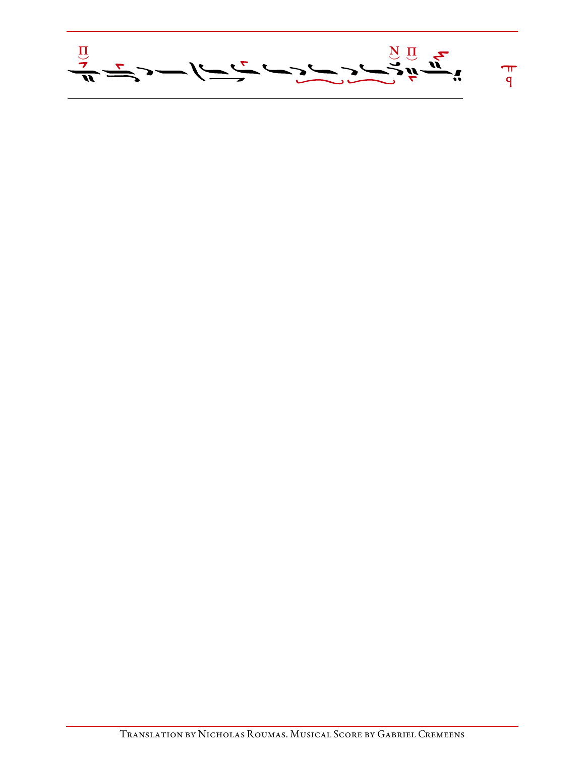Translation by Nicholas Roumas. Musical Score by Gabriel Cremeens